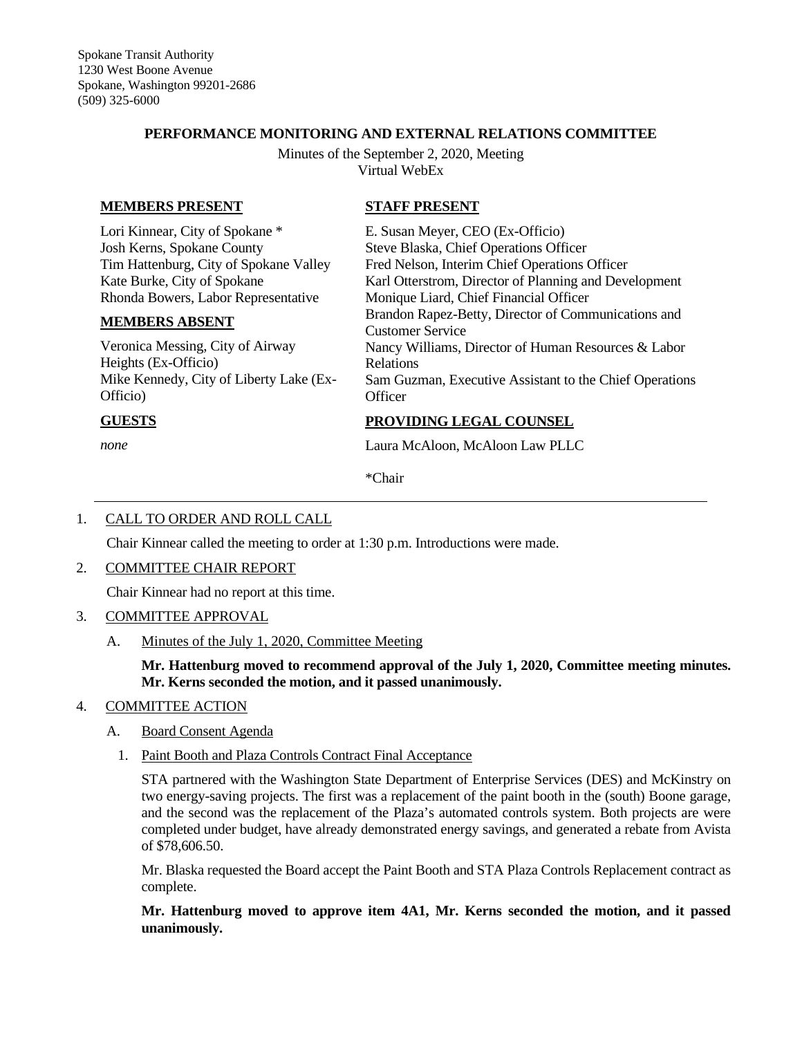Spokane Transit Authority
1230 West Boone Avenue
Spokane, Washington 99201-2686
(509) 325-6000

**PERFORMANCE MONITORING AND EXTERNAL RELATIONS COMMITTEE**

Minutes of the September 2, 2020, Meeting
Virtual WebEx

**MEMBERS PRESENT**

Lori Kinnear, City of Spokane *
Josh Kerns, Spokane County
Tim Hattenburg, City of Spokane Valley
Kate Burke, City of Spokane
Rhonda Bowers, Labor Representative

**MEMBERS ABSENT**

Veronica Messing, City of Airway Heights (Ex-Officio)
Mike Kennedy, City of Liberty Lake (Ex-Officio)

**GUESTS**

*none*

**STAFF PRESENT**

E. Susan Meyer, CEO (Ex-Officio)
Steve Blaska, Chief Operations Officer
Fred Nelson, Interim Chief Operations Officer
Karl Otterstrom, Director of Planning and Development
Monique Liard, Chief Financial Officer
Brandon Rapez-Betty, Director of Communications and Customer Service
Nancy Williams, Director of Human Resources & Labor Relations
Sam Guzman, Executive Assistant to the Chief Operations Officer

**PROVIDING LEGAL COUNSEL**

Laura McAloon, McAloon Law PLLC

*Chair

---

1. CALL TO ORDER AND ROLL CALL

Chair Kinnear called the meeting to order at 1:30 p.m. Introductions were made.

2. COMMITTEE CHAIR REPORT

Chair Kinnear had no report at this time.

3. COMMITTEE APPROVAL

A. Minutes of the July 1, 2020, Committee Meeting

**Mr. Hattenburg moved to recommend approval of the July 1, 2020, Committee meeting minutes. Mr. Kerns seconded the motion, and it passed unanimously.**

4. COMMITTEE ACTION

A. Board Consent Agenda

1. Paint Booth and Plaza Controls Contract Final Acceptance

STA partnered with the Washington State Department of Enterprise Services (DES) and McKinstry on two energy-saving projects. The first was a replacement of the paint booth in the (south) Boone garage, and the second was the replacement of the Plaza's automated controls system. Both projects are were completed under budget, have already demonstrated energy savings, and generated a rebate from Avista of $78,606.50.

Mr. Blaska requested the Board accept the Paint Booth and STA Plaza Controls Replacement contract as complete.

**Mr. Hattenburg moved to approve item 4A1, Mr. Kerns seconded the motion, and it passed unanimously.**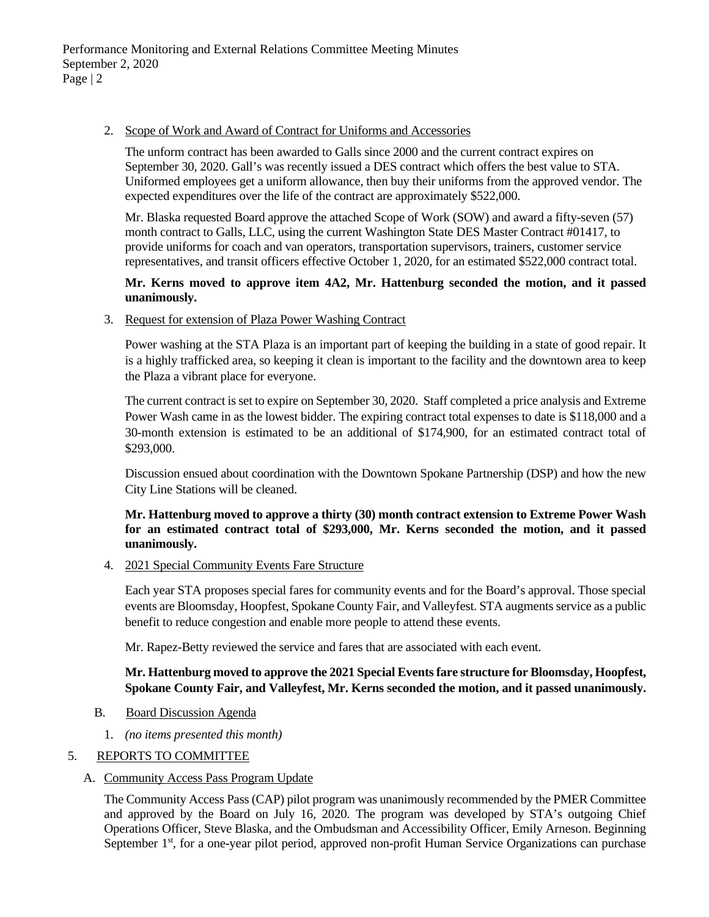2. Scope of Work and Award of Contract for Uniforms and Accessories

   The unform contract has been awarded to Galls since 2000 and the current contract expires on September 30, 2020. Gall's was recently issued a DES contract which offers the best value to STA. Uniformed employees get a uniform allowance, then buy their uniforms from the approved vendor. The expected expenditures over the life of the contract are approximately $522,000.

   Mr. Blaska requested Board approve the attached Scope of Work (SOW) and award a fifty-seven (57) month contract to Galls, LLC, using the current Washington State DES Master Contract #01417, to provide uniforms for coach and van operators, transportation supervisors, trainers, customer service representatives, and transit officers effective October 1, 2020, for an estimated $522,000 contract total.

   **Mr. Kerns moved to approve item 4A2, Mr. Hattenburg seconded the motion, and it passed unanimously.**

3. Request for extension of Plaza Power Washing Contract

   Power washing at the STA Plaza is an important part of keeping the building in a state of good repair. It is a highly trafficked area, so keeping it clean is important to the facility and the downtown area to keep the Plaza a vibrant place for everyone.

   The current contract is set to expire on September 30, 2020. Staff completed a price analysis and Extreme Power Wash came in as the lowest bidder. The expiring contract total expenses to date is $118,000 and a 30-month extension is estimated to be an additional of $174,900, for an estimated contract total of $293,000.

   Discussion ensued about coordination with the Downtown Spokane Partnership (DSP) and how the new City Line Stations will be cleaned.

   **Mr. Hattenburg moved to approve a thirty (30) month contract extension to Extreme Power Wash for an estimated contract total of $293,000, Mr. Kerns seconded the motion, and it passed unanimously.**

4. 2021 Special Community Events Fare Structure

   Each year STA proposes special fares for community events and for the Board's approval. Those special events are Bloomsday, Hoopfest, Spokane County Fair, and Valleyfest. STA augments service as a public benefit to reduce congestion and enable more people to attend these events.

   Mr. Rapez-Betty reviewed the service and fares that are associated with each event.

   **Mr. Hattenburg moved to approve the 2021 Special Events fare structure for Bloomsday, Hoopfest, Spokane County Fair, and Valleyfest, Mr. Kerns seconded the motion, and it passed unanimously.**

B. Board Discussion Agenda

   1. *(no items presented this month)*

5. REPORTS TO COMMITTEE

A. Community Access Pass Program Update

The Community Access Pass (CAP) pilot program was unanimously recommended by the PMER Committee and approved by the Board on July 16, 2020. The program was developed by STA's outgoing Chief Operations Officer, Steve Blaska, and the Ombudsman and Accessibility Officer, Emily Arneson. Beginning September 1st, for a one-year pilot period, approved non-profit Human Service Organizations can purchase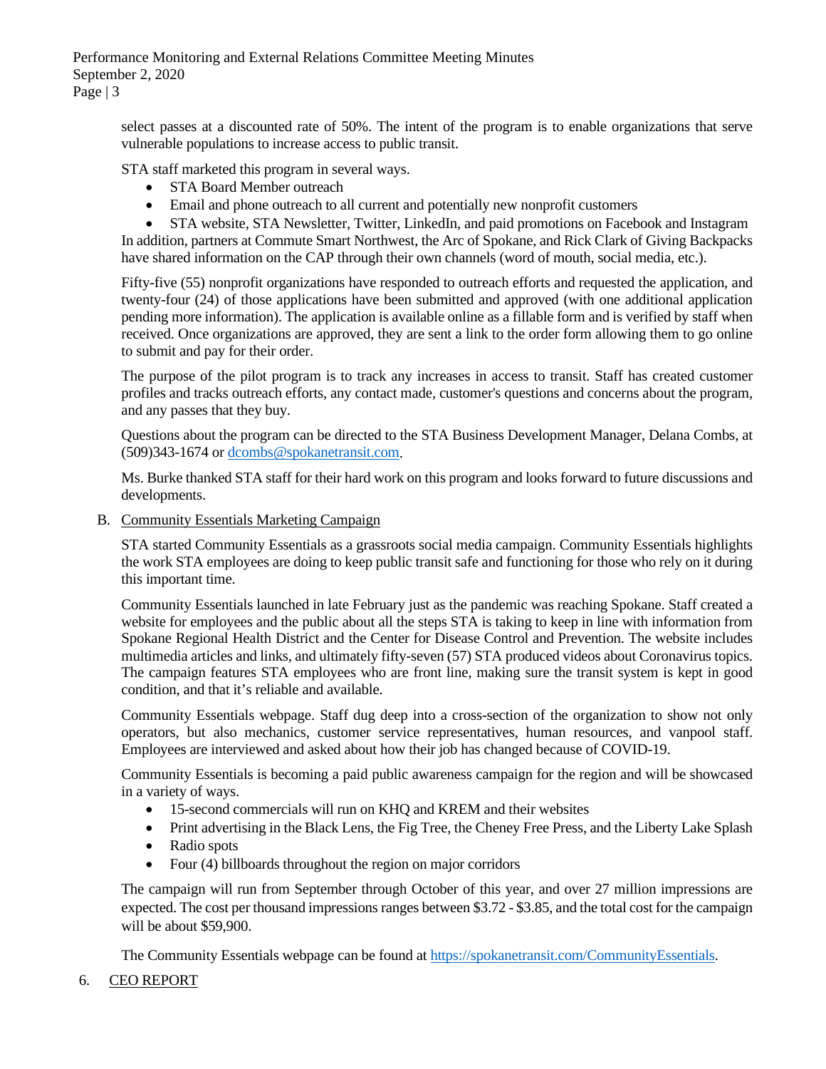select passes at a discounted rate of 50%. The intent of the program is to enable organizations that serve vulnerable populations to increase access to public transit.

STA staff marketed this program in several ways.

- STA Board Member outreach
- Email and phone outreach to all current and potentially new nonprofit customers
- STA website, STA Newsletter, Twitter, LinkedIn, and paid promotions on Facebook and Instagram

In addition, partners at Commute Smart Northwest, the Arc of Spokane, and Rick Clark of Giving Backpacks have shared information on the CAP through their own channels (word of mouth, social media, etc.).

Fifty-five (55) nonprofit organizations have responded to outreach efforts and requested the application, and twenty-four (24) of those applications have been submitted and approved (with one additional application pending more information). The application is available online as a fillable form and is verified by staff when received. Once organizations are approved, they are sent a link to the order form allowing them to go online to submit and pay for their order.

The purpose of the pilot program is to track any increases in access to transit. Staff has created customer profiles and tracks outreach efforts, any contact made, customer's questions and concerns about the program, and any passes that they buy.

Questions about the program can be directed to the STA Business Development Manager, Delana Combs, at (509)343-1674 or dcombs@spokanetransit.com.

Ms. Burke thanked STA staff for their hard work on this program and looks forward to future discussions and developments.

B. Community Essentials Marketing Campaign

STA started Community Essentials as a grassroots social media campaign. Community Essentials highlights the work STA employees are doing to keep public transit safe and functioning for those who rely on it during this important time.

Community Essentials launched in late February just as the pandemic was reaching Spokane. Staff created a website for employees and the public about all the steps STA is taking to keep in line with information from Spokane Regional Health District and the Center for Disease Control and Prevention. The website includes multimedia articles and links, and ultimately fifty-seven (57) STA produced videos about Coronavirus topics. The campaign features STA employees who are front line, making sure the transit system is kept in good condition, and that it's reliable and available.

Community Essentials webpage. Staff dug deep into a cross-section of the organization to show not only operators, but also mechanics, customer service representatives, human resources, and vanpool staff. Employees are interviewed and asked about how their job has changed because of COVID-19.

Community Essentials is becoming a paid public awareness campaign for the region and will be showcased in a variety of ways.

- 15-second commercials will run on KHQ and KREM and their websites
- Print advertising in the Black Lens, the Fig Tree, the Cheney Free Press, and the Liberty Lake Splash
- Radio spots
- Four (4) billboards throughout the region on major corridors

The campaign will run from September through October of this year, and over 27 million impressions are expected. The cost per thousand impressions ranges between $3.72 - $3.85, and the total cost for the campaign will be about $59,900.

The Community Essentials webpage can be found at https://spokanetransit.com/CommunityEssentials.

6. CEO REPORT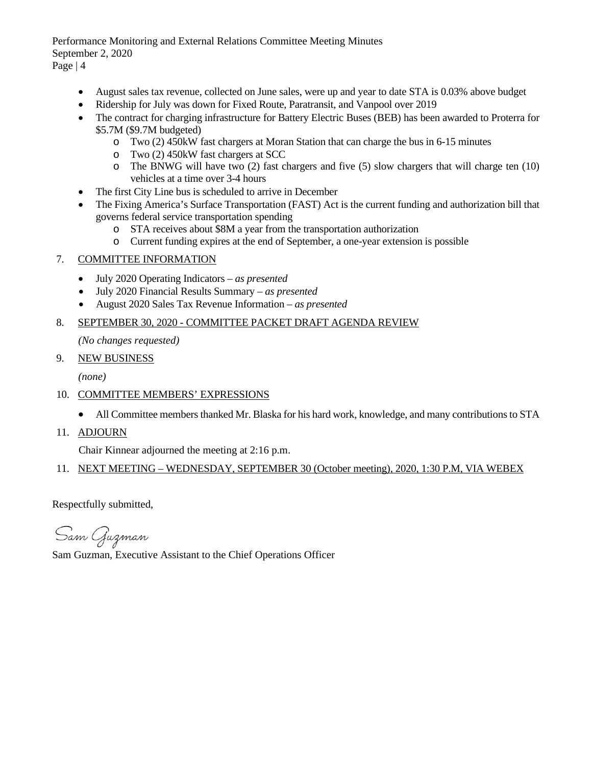- August sales tax revenue, collected on June sales, were up and year to date STA is 0.03% above budget
- Ridership for July was down for Fixed Route, Paratransit, and Vanpool over 2019
- The contract for charging infrastructure for Battery Electric Buses (BEB) has been awarded to Proterra for $5.7M ($9.7M budgeted)
    - Two (2) 450kW fast chargers at Moran Station that can charge the bus in 6-15 minutes
    - Two (2) 450kW fast chargers at SCC
    - The BNWG will have two (2) fast chargers and five (5) slow chargers that will charge ten (10) vehicles at a time over 3-4 hours
- The first City Line bus is scheduled to arrive in December
- The Fixing America's Surface Transportation (FAST) Act is the current funding and authorization bill that governs federal service transportation spending
    - STA receives about $8M a year from the transportation authorization
    - Current funding expires at the end of September, a one-year extension is possible

7. COMMITTEE INFORMATION

- July 2020 Operating Indicators – *as presented*
- July 2020 Financial Results Summary – *as presented*
- August 2020 Sales Tax Revenue Information – *as presented*

8. SEPTEMBER 30, 2020 - COMMITTEE PACKET DRAFT AGENDA REVIEW

   *(No changes requested)*

9. NEW BUSINESS

   *(none)*

10. COMMITTEE MEMBERS' EXPRESSIONS

- All Committee members thanked Mr. Blaska for his hard work, knowledge, and many contributions to STA

11. ADJOURN

    Chair Kinnear adjourned the meeting at 2:16 p.m.

11. NEXT MEETING – WEDNESDAY, SEPTEMBER 30 (October meeting), 2020, 1:30 P.M, VIA WEBEX

Respectfully submitted,

Sam Guzman

Sam Guzman, Executive Assistant to the Chief Operations Officer